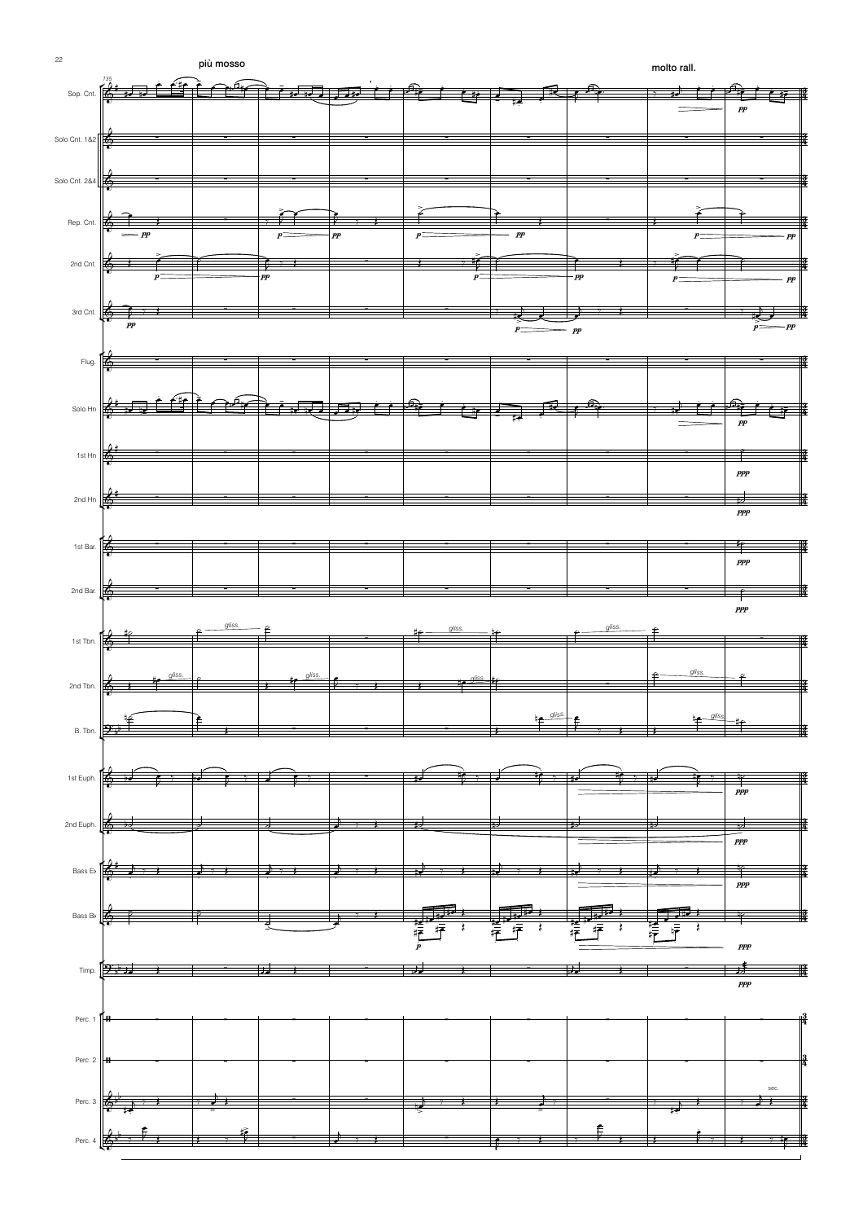più mosso

molto rall.

135

Sop. Cnt.

Solo Cnt. 1&2

Solo Cnt. 2&4

Rep. Cnt.

2nd Cnt.

3rd Cnt.

Flug.

Solo Hn

1st Hn

2nd Hn

1st Bar.

2nd Bar.

1st Tbn.

2nd Tbn.

B. Tbn.

1st Euph.

2nd Euph.

Bass E♭

Bass B♭

Timp.

Perc. 1

Perc. 2

Perc. 3

Perc. 4

gliss.

sec.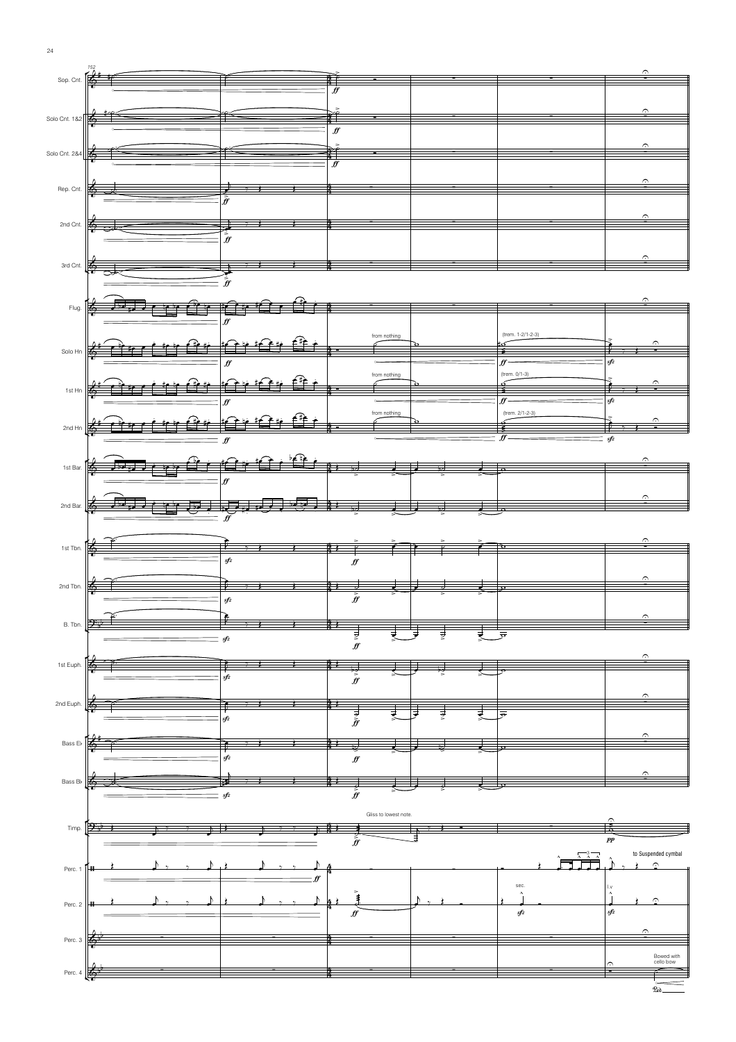152

Sop. Cnt.

Solo Cnt. 1&2

Solo Cnt. 2&4

Rep. Cnt.

2nd Cnt.

3rd Cnt.

Flug.

Solo Hn

from nothing

(trem. 1-2/1-2-3)

1st Hn

from nothing

(trem. 0/1-3)

2nd Hn

from nothing

(trem. 2/1-2-3)

1st Bar.

2nd Bar.

1st Tbn.

2nd Tbn.

B. Tbn.

1st Euph.

2nd Euph.

Bass E♭

Bass B♭

Timp.

Gliss to lowest note.

Perc. 1

to Suspended cymbal

Perc. 2

sec.

l.v.

Perc. 3

Perc. 4

Bowed with cello bow